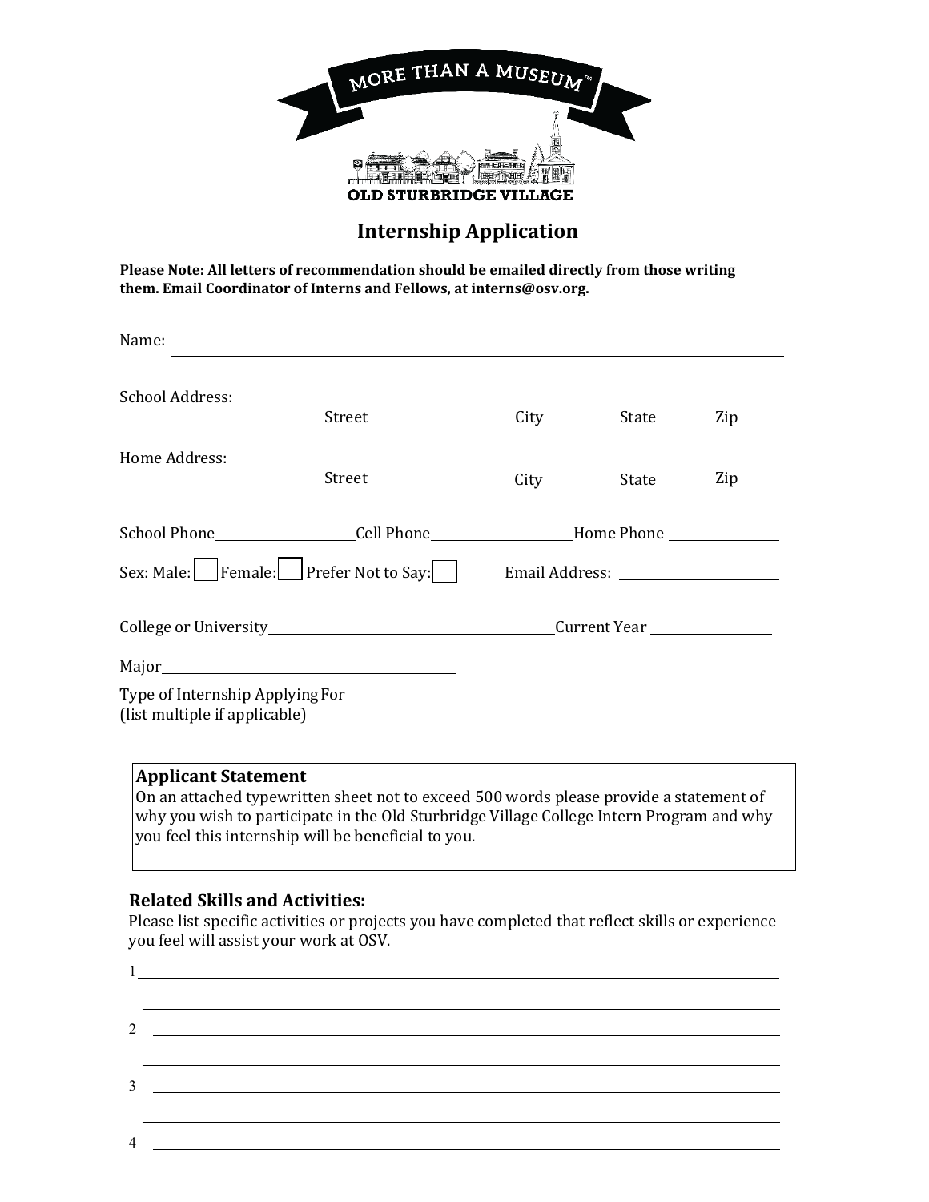MORE THAN A MUSEUM™

OLD STURBRIDGE VILLAGE

# Internship Application

**Please Note: All letters of recommendation should be emailed directly from those writing them. Email Coordinator of Interns and Fellows, at interns@osv.org.**

Name: ______________________________________________

School Address: ______________________________________________
Street City State Zip

Home Address: ______________________________________________
Street City State Zip

School Phone ____________ Cell Phone ____________ Home Phone ____________

Sex: Male: ☐ Female: ☐ Prefer Not to Say: ☐ Email Address: ____________

College or University ______________________ Current Year ____________

Major ______________________

Type of Internship Applying For
(list multiple if applicable) ____________

### Applicant Statement

On an attached typewritten sheet not to exceed 500 words please provide a statement of why you wish to participate in the Old Sturbridge Village College Intern Program and why you feel this internship will be beneficial to you.

### Related Skills and Activities:

Please list specific activities or projects you have completed that reflect skills or experience you feel will assist your work at OSV.

1 ______________________________________________

______________________________________________

2 ______________________________________________

______________________________________________

3 ______________________________________________

______________________________________________

4 ______________________________________________

______________________________________________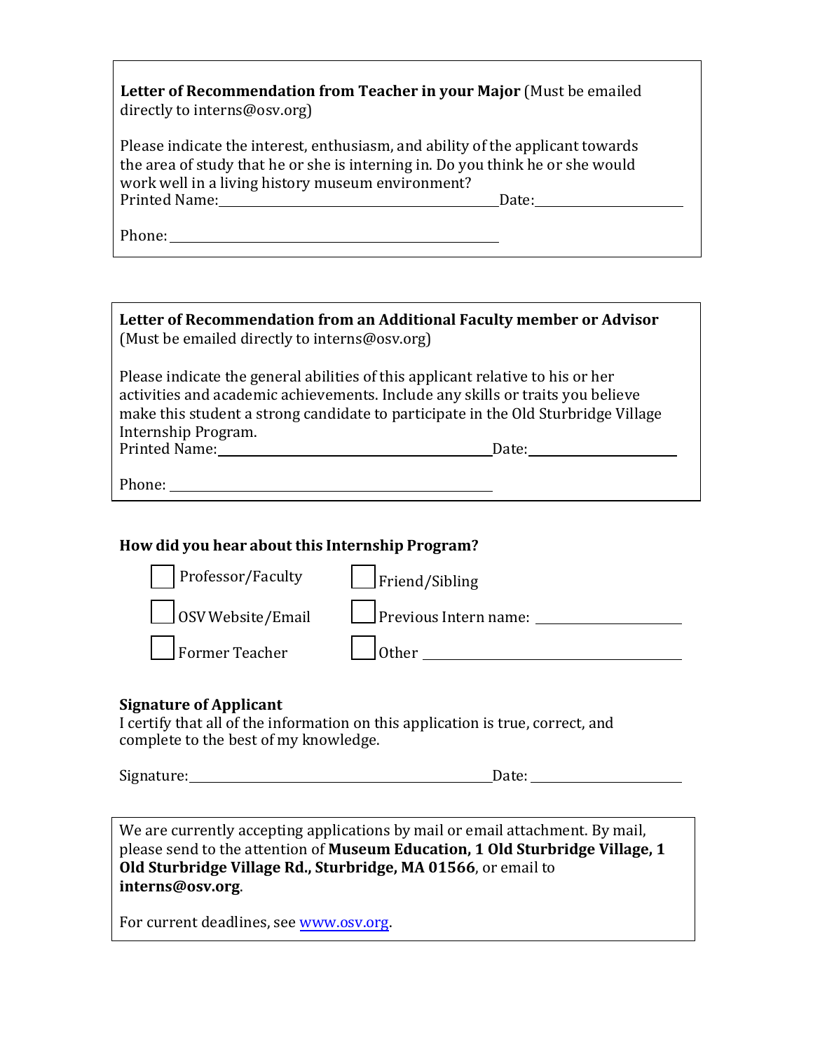**Letter of Recommendation from Teacher in your Major** (Must be emailed directly to interns@osv.org)

Please indicate the interest, enthusiasm, and ability of the applicant towards the area of study that he or she is interning in. Do you think he or she would work well in a living history museum environment?

Printed Name: ______________________________ Date: ________________

Phone: ______________________________

**Letter of Recommendation from an Additional Faculty member or Advisor** (Must be emailed directly to interns@osv.org)

Please indicate the general abilities of this applicant relative to his or her activities and academic achievements. Include any skills or traits you believe make this student a strong candidate to participate in the Old Sturbridge Village Internship Program.

Printed Name: ______________________________ Date: ________________

Phone: ______________________________

**How did you hear about this Internship Program?**

- ☐ Professor/Faculty
- ☐ Friend/Sibling
- ☐ OSV Website/Email
- ☐ Previous Intern name: ________________
- ☐ Former Teacher
- ☐ Other ______________________________

**Signature of Applicant**

I certify that all of the information on this application is true, correct, and complete to the best of my knowledge.

Signature: ______________________________ Date: ________________

We are currently accepting applications by mail or email attachment. By mail, please send to the attention of **Museum Education, 1 Old Sturbridge Village, 1 Old Sturbridge Village Rd., Sturbridge, MA 01566**, or email to **interns@osv.org**.

For current deadlines, see www.osv.org.